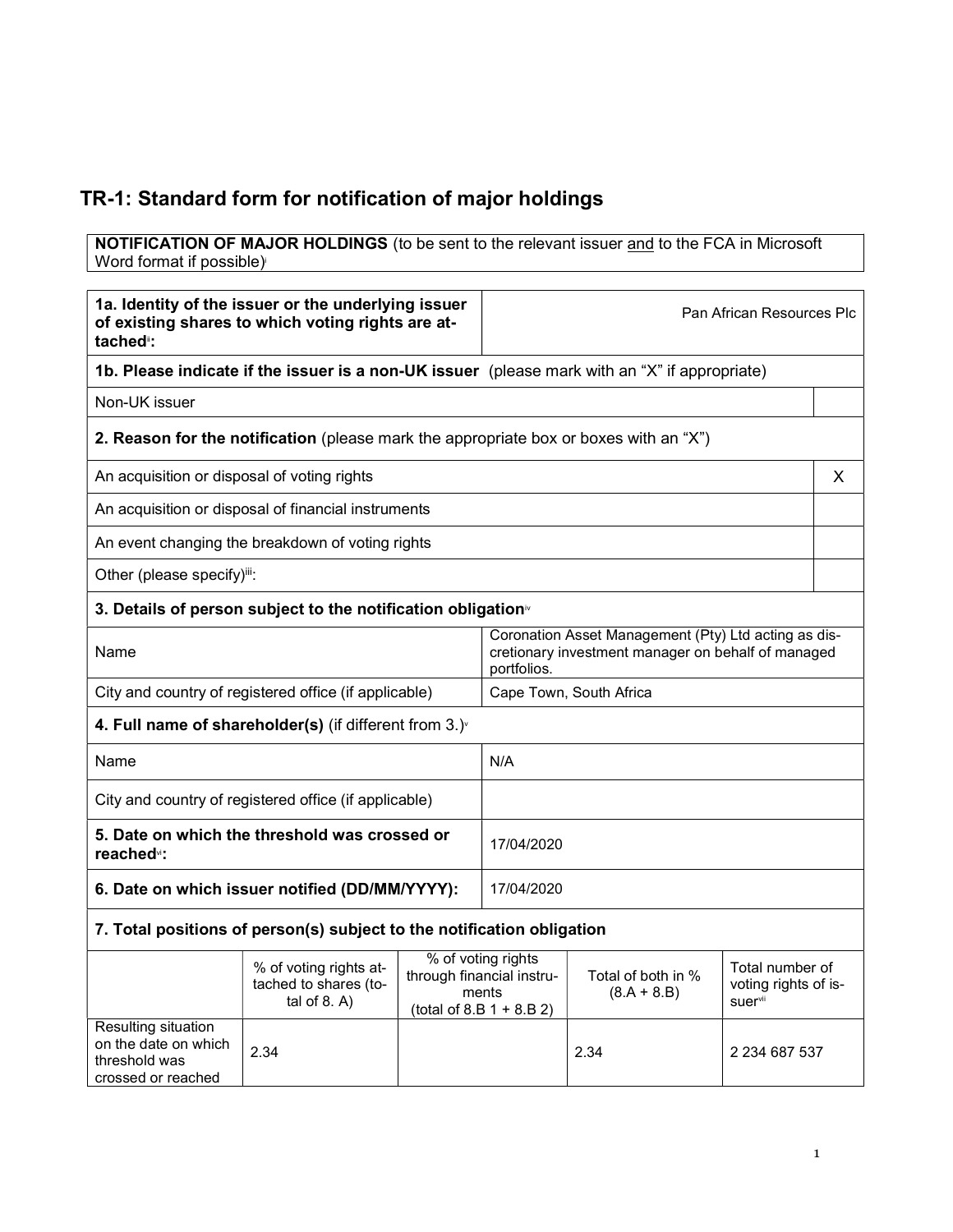# TR-1: Standard form for notification of major holdings

**NOTIFICATION OF MAJOR HOLDINGS** (to be sent to the relevant issuer and to the FCA in Microsoft Word format if possible)[i]

| **1a. Identity of the issuer or the underlying issuer of existing shares to which voting rights are attached**[ii]**:** | Pan African Resources Plc |
|---|---|

| **1b. Please indicate if the issuer is a non-UK issuer** (please mark with an "X" if appropriate) | |
|---|---|
| Non-UK issuer | |

| **2. Reason for the notification** (please mark the appropriate box or boxes with an "X") | |
|---|---|
| An acquisition or disposal of voting rights | X |
| An acquisition or disposal of financial instruments | |
| An event changing the breakdown of voting rights | |
| Other (please specify)[iii]: | |

| **3. Details of person subject to the notification obligation**[iv] | |
|---|---|
| Name | Coronation Asset Management (Pty) Ltd acting as discretionary investment manager on behalf of managed portfolios. |
| City and country of registered office (if applicable) | Cape Town, South Africa |

| **4. Full name of shareholder(s)** (if different from 3.)[v] | |
|---|---|
| Name | N/A |
| City and country of registered office (if applicable) | |

| **5. Date on which the threshold was crossed or reached**[vi]**:** | 17/04/2020 |
|---|---|
| **6. Date on which issuer notified (DD/MM/YYYY):** | 17/04/2020 |

**7. Total positions of person(s) subject to the notification obligation**

| | % of voting rights attached to shares (total of 8. A) | % of voting rights through financial instruments (total of 8.B 1 + 8.B 2) | Total of both in % (8.A + 8.B) | Total number of voting rights of issuer[vii] |
|---|---|---|---|---|
| Resulting situation on the date on which threshold was crossed or reached | 2.34 | | 2.34 | 2 234 687 537 |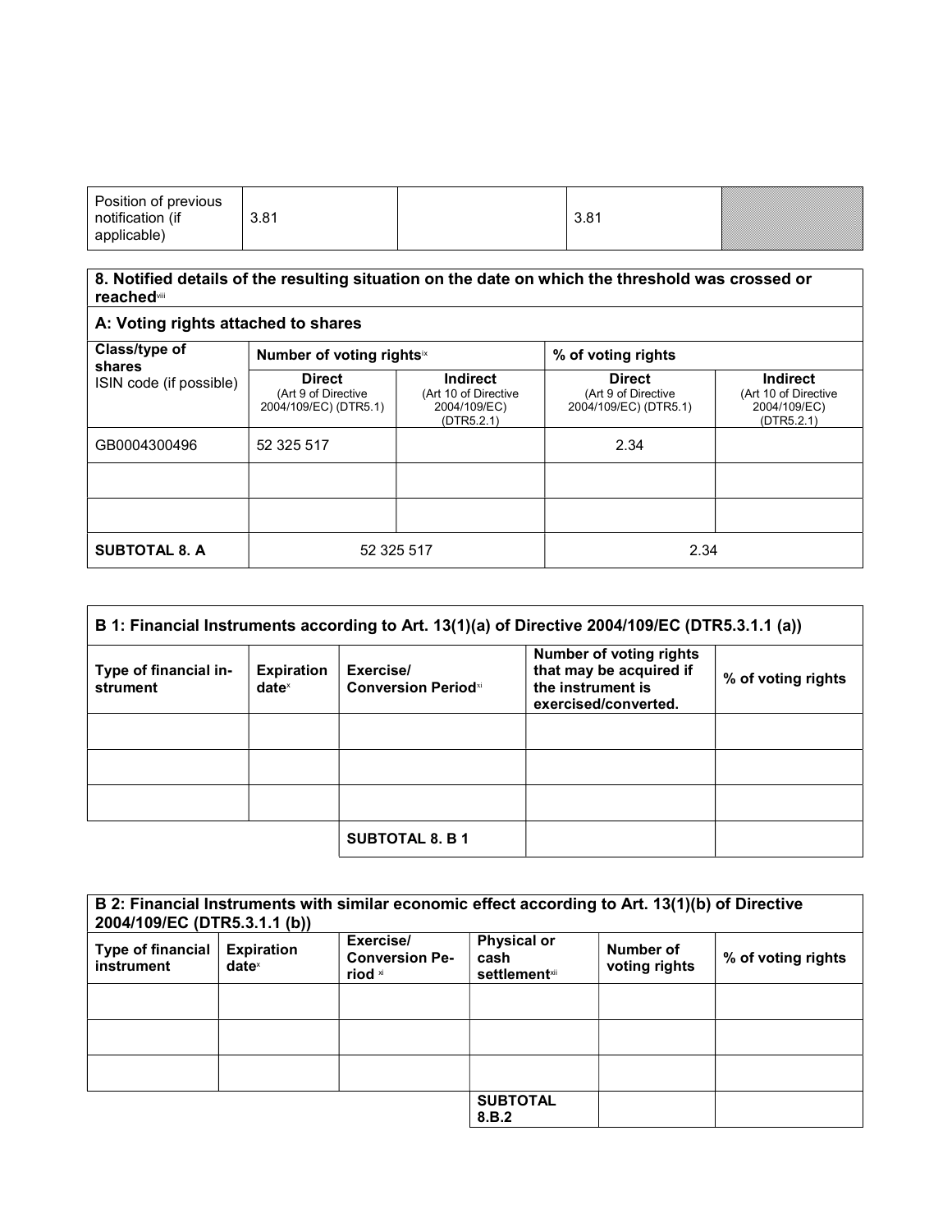| Position of previous notification (if applicable) | 3.81 | | 3.81 | |
|---|---|---|---|---|

**8. Notified details of the resulting situation on the date on which the threshold was crossed or reached**[viii]

**A: Voting rights attached to shares**

| Class/type of shares ISIN code (if possible) | Number of voting rights[ix] | | % of voting rights | |
|---|---|---|---|---|
| | **Direct** (Art 9 of Directive 2004/109/EC) (DTR5.1) | **Indirect** (Art 10 of Directive 2004/109/EC) (DTR5.2.1) | **Direct** (Art 9 of Directive 2004/109/EC) (DTR5.1) | **Indirect** (Art 10 of Directive 2004/109/EC) (DTR5.2.1) |
| GB0004300496 | 52 325 517 | | 2.34 | |
| | | | | |
| | | | | |
| **SUBTOTAL 8. A** | 52 325 517 | | 2.34 | |

**B 1: Financial Instruments according to Art. 13(1)(a) of Directive 2004/109/EC (DTR5.3.1.1 (a))**

| Type of financial instrument | Expiration date[x] | Exercise/ Conversion Period[xi] | Number of voting rights that may be acquired if the instrument is exercised/converted. | % of voting rights |
|---|---|---|---|---|
| | | | | |
| | | | | |
| | | | | |
| | | **SUBTOTAL 8. B 1** | | |

**B 2: Financial Instruments with similar economic effect according to Art. 13(1)(b) of Directive 2004/109/EC (DTR5.3.1.1 (b))**

| Type of financial instrument | Expiration date[x] | Exercise/ Conversion Period [xi] | Physical or cash settlement[xii] | Number of voting rights | % of voting rights |
|---|---|---|---|---|---|
| | | | | | |
| | | | | | |
| | | | | | |
| | | | **SUBTOTAL 8.B.2** | | |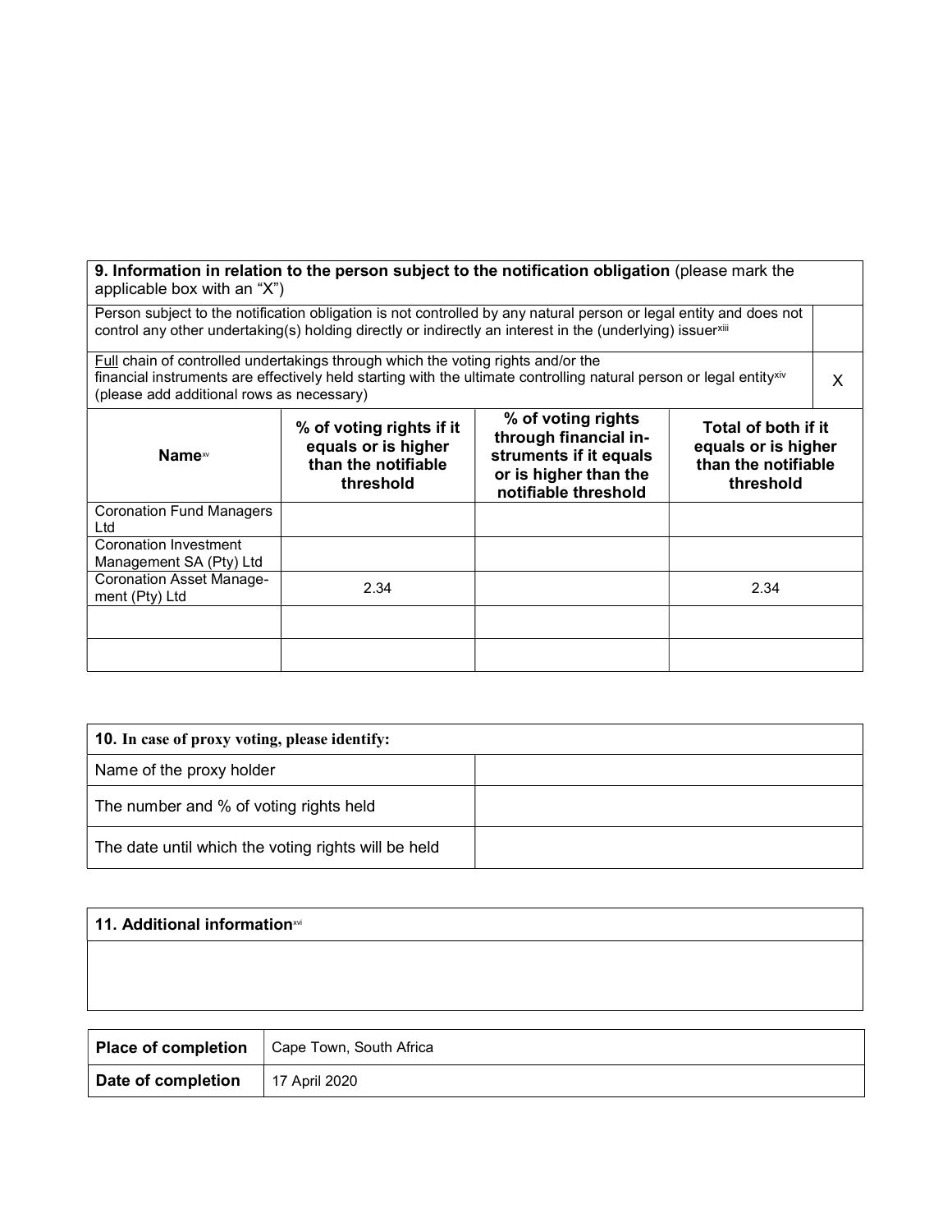| **9. Information in relation to the person subject to the notification obligation** (please mark the applicable box with an "X") | |
|---|---|
| Person subject to the notification obligation is not controlled by any natural person or legal entity and does not control any other undertaking(s) holding directly or indirectly an interest in the (underlying) issuer[xiii] | |
| Full chain of controlled undertakings through which the voting rights and/or the financial instruments are effectively held starting with the ultimate controlling natural person or legal entity[xiv] (please add additional rows as necessary) | X |

| **Name**[xv] | **% of voting rights if it equals or is higher than the notifiable threshold** | **% of voting rights through financial instruments if it equals or is higher than the notifiable threshold** | **Total of both if it equals or is higher than the notifiable threshold** |
|---|---|---|---|
| Coronation Fund Managers Ltd | | | |
| Coronation Investment Management SA (Pty) Ltd | | | |
| Coronation Asset Management (Pty) Ltd | 2.34 | | 2.34 |
| | | | |
| | | | |

| **10.** In case of proxy voting, please identify: | |
|---|---|
| Name of the proxy holder | |
| The number and % of voting rights held | |
| The date until which the voting rights will be held | |

**11. Additional information**[xvi]

| | |
|---|---|
| **Place of completion** | Cape Town, South Africa |
| **Date of completion** | 17 April 2020 |